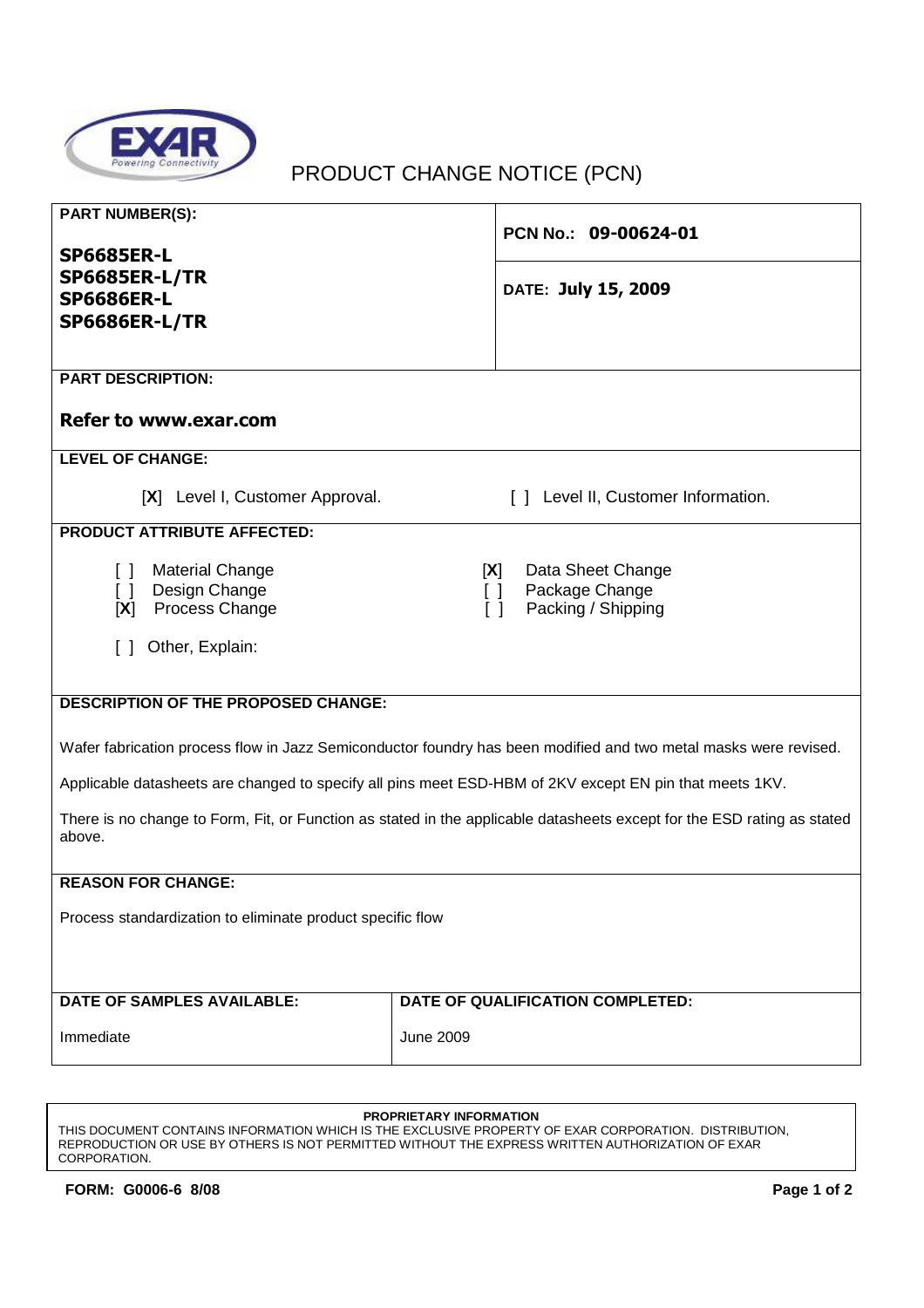# PRODUCT CHANGE NOTICE (PCN)

**PART NUMBER(S):**

**SP6685ER-L**
**SP6685ER-L/TR**
**SP6686ER-L**
**SP6686ER-L/TR**

**PCN No.: 09-00624-01**

**DATE: July 15, 2009**

**PART DESCRIPTION:**

**Refer to www.exar.com**

**LEVEL OF CHANGE:**

[**X**] Level I, Customer Approval.

[ ] Level II, Customer Information.

**PRODUCT ATTRIBUTE AFFECTED:**

[ ] Material Change
[ ] Design Change
[**X**] Process Change
[**X**] Data Sheet Change
[ ] Package Change
[ ] Packing / Shipping

[ ] Other, Explain:

**DESCRIPTION OF THE PROPOSED CHANGE:**

Wafer fabrication process flow in Jazz Semiconductor foundry has been modified and two metal masks were revised.

Applicable datasheets are changed to specify all pins meet ESD-HBM of 2KV except EN pin that meets 1KV.

There is no change to Form, Fit, or Function as stated in the applicable datasheets except for the ESD rating as stated above.

**REASON FOR CHANGE:**

Process standardization to eliminate product specific flow

| DATE OF SAMPLES AVAILABLE: | DATE OF QUALIFICATION COMPLETED: |
| --- | --- |
| Immediate | June 2009 |

**PROPRIETARY INFORMATION**
THIS DOCUMENT CONTAINS INFORMATION WHICH IS THE EXCLUSIVE PROPERTY OF EXAR CORPORATION. DISTRIBUTION, REPRODUCTION OR USE BY OTHERS IS NOT PERMITTED WITHOUT THE EXPRESS WRITTEN AUTHORIZATION OF EXAR CORPORATION.

**FORM: G0006-6 8/08**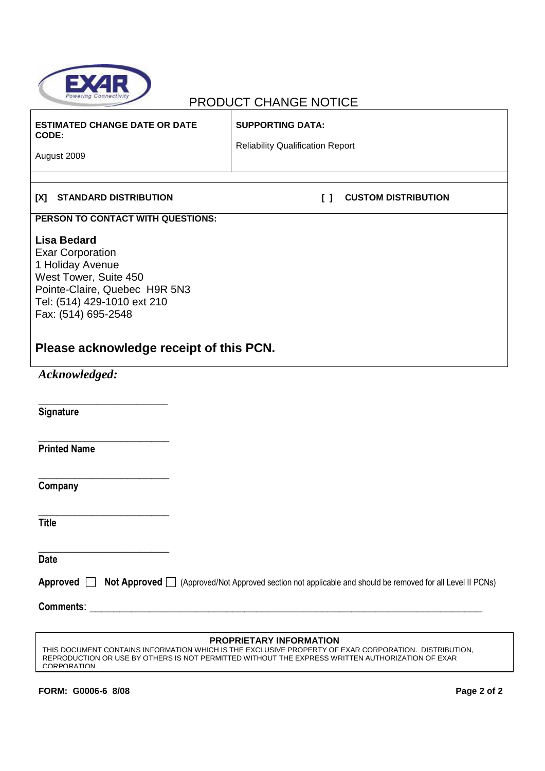# PRODUCT CHANGE NOTICE

| | |
|---|---|
| **ESTIMATED CHANGE DATE OR DATE CODE:**<br><br>August 2009 | **SUPPORTING DATA:**<br><br>Reliability Qualification Report |

**[X] STANDARD DISTRIBUTION** **[ ] CUSTOM DISTRIBUTION**

**PERSON TO CONTACT WITH QUESTIONS:**

**Lisa Bedard**
Exar Corporation
1 Holiday Avenue
West Tower, Suite 450
Pointe-Claire, Quebec H9R 5N3
Tel: (514) 429-1010 ext 210
Fax: (514) 695-2548

## Please acknowledge receipt of this PCN.

***Acknowledged:***

_________________________
**Signature**

_________________________
**Printed Name**

_________________________
**Company**

_________________________
**Title**

_________________________
**Date**

**Approved** ☐ **Not Approved** ☐ (Approved/Not Approved section not applicable and should be removed for all Level II PCNs)

**Comments**: ________________________________________________________________________________

**PROPRIETARY INFORMATION**
THIS DOCUMENT CONTAINS INFORMATION WHICH IS THE EXCLUSIVE PROPERTY OF EXAR CORPORATION. DISTRIBUTION, REPRODUCTION OR USE BY OTHERS IS NOT PERMITTED WITHOUT THE EXPRESS WRITTEN AUTHORIZATION OF EXAR CORPORATION.

**FORM: G0006-6 8/08**